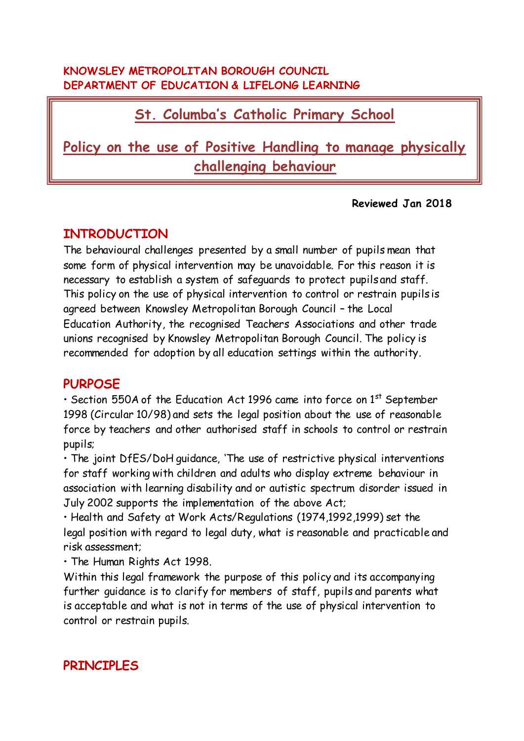**KNOWSLEY METROPOLITAN BOROUGH COUNCIL**
**DEPARTMENT OF EDUCATION & LIFELONG LEARNING**

# St. Columba's Catholic Primary School

# Policy on the use of Positive Handling to manage physically challenging behaviour

**Reviewed Jan 2018**

## INTRODUCTION

The behavioural challenges presented by a small number of pupils mean that some form of physical intervention may be unavoidable. For this reason it is necessary to establish a system of safeguards to protect pupils and staff. This policy on the use of physical intervention to control or restrain pupils is agreed between Knowsley Metropolitan Borough Council – the Local Education Authority, the recognised Teachers Associations and other trade unions recognised by Knowsley Metropolitan Borough Council. The policy is recommended for adoption by all education settings within the authority.

## PURPOSE

- Section 550A of the Education Act 1996 came into force on 1st September 1998 (Circular 10/98) and sets the legal position about the use of reasonable force by teachers and other authorised staff in schools to control or restrain pupils;
- The joint DfES/DoH guidance, 'The use of restrictive physical interventions for staff working with children and adults who display extreme behaviour in association with learning disability and or autistic spectrum disorder issued in July 2002 supports the implementation of the above Act;
- Health and Safety at Work Acts/Regulations (1974,1992,1999) set the legal position with regard to legal duty, what is reasonable and practicable and risk assessment;
- The Human Rights Act 1998.

Within this legal framework the purpose of this policy and its accompanying further guidance is to clarify for members of staff, pupils and parents what is acceptable and what is not in terms of the use of physical intervention to control or restrain pupils.

## PRINCIPLES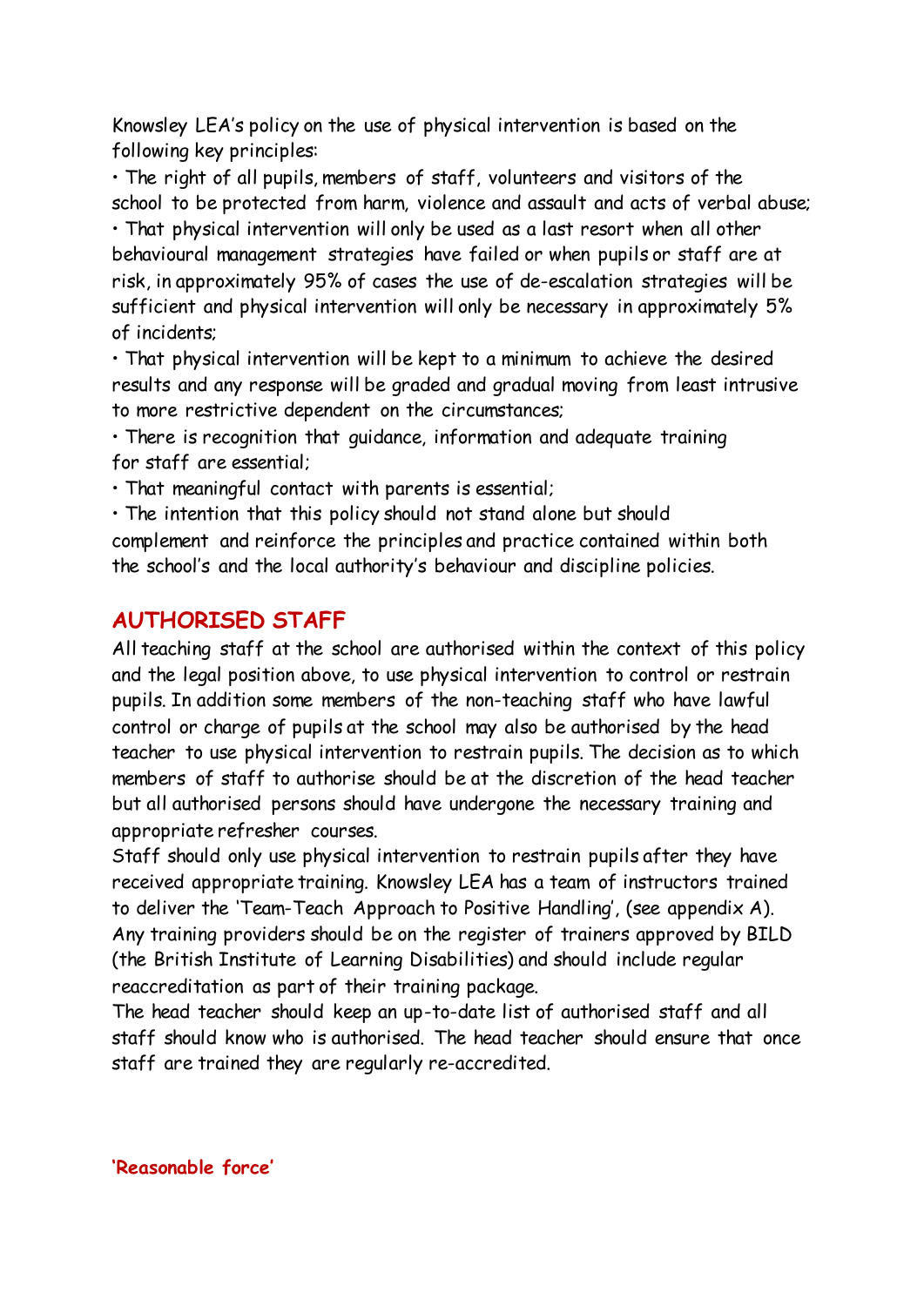Knowsley LEA's policy on the use of physical intervention is based on the following key principles:

- The right of all pupils, members of staff, volunteers and visitors of the school to be protected from harm, violence and assault and acts of verbal abuse;
- That physical intervention will only be used as a last resort when all other behavioural management strategies have failed or when pupils or staff are at risk, in approximately 95% of cases the use of de-escalation strategies will be sufficient and physical intervention will only be necessary in approximately 5% of incidents;
- That physical intervention will be kept to a minimum to achieve the desired results and any response will be graded and gradual moving from least intrusive to more restrictive dependent on the circumstances;
- There is recognition that guidance, information and adequate training for staff are essential;
- That meaningful contact with parents is essential;
- The intention that this policy should not stand alone but should complement and reinforce the principles and practice contained within both the school's and the local authority's behaviour and discipline policies.

## AUTHORISED STAFF

All teaching staff at the school are authorised within the context of this policy and the legal position above, to use physical intervention to control or restrain pupils. In addition some members of the non-teaching staff who have lawful control or charge of pupils at the school may also be authorised by the head teacher to use physical intervention to restrain pupils. The decision as to which members of staff to authorise should be at the discretion of the head teacher but all authorised persons should have undergone the necessary training and appropriate refresher courses.

Staff should only use physical intervention to restrain pupils after they have received appropriate training. Knowsley LEA has a team of instructors trained to deliver the 'Team-Teach Approach to Positive Handling', (see appendix A). Any training providers should be on the register of trainers approved by BILD (the British Institute of Learning Disabilities) and should include regular reaccreditation as part of their training package.

The head teacher should keep an up-to-date list of authorised staff and all staff should know who is authorised. The head teacher should ensure that once staff are trained they are regularly re-accredited.

### 'Reasonable force'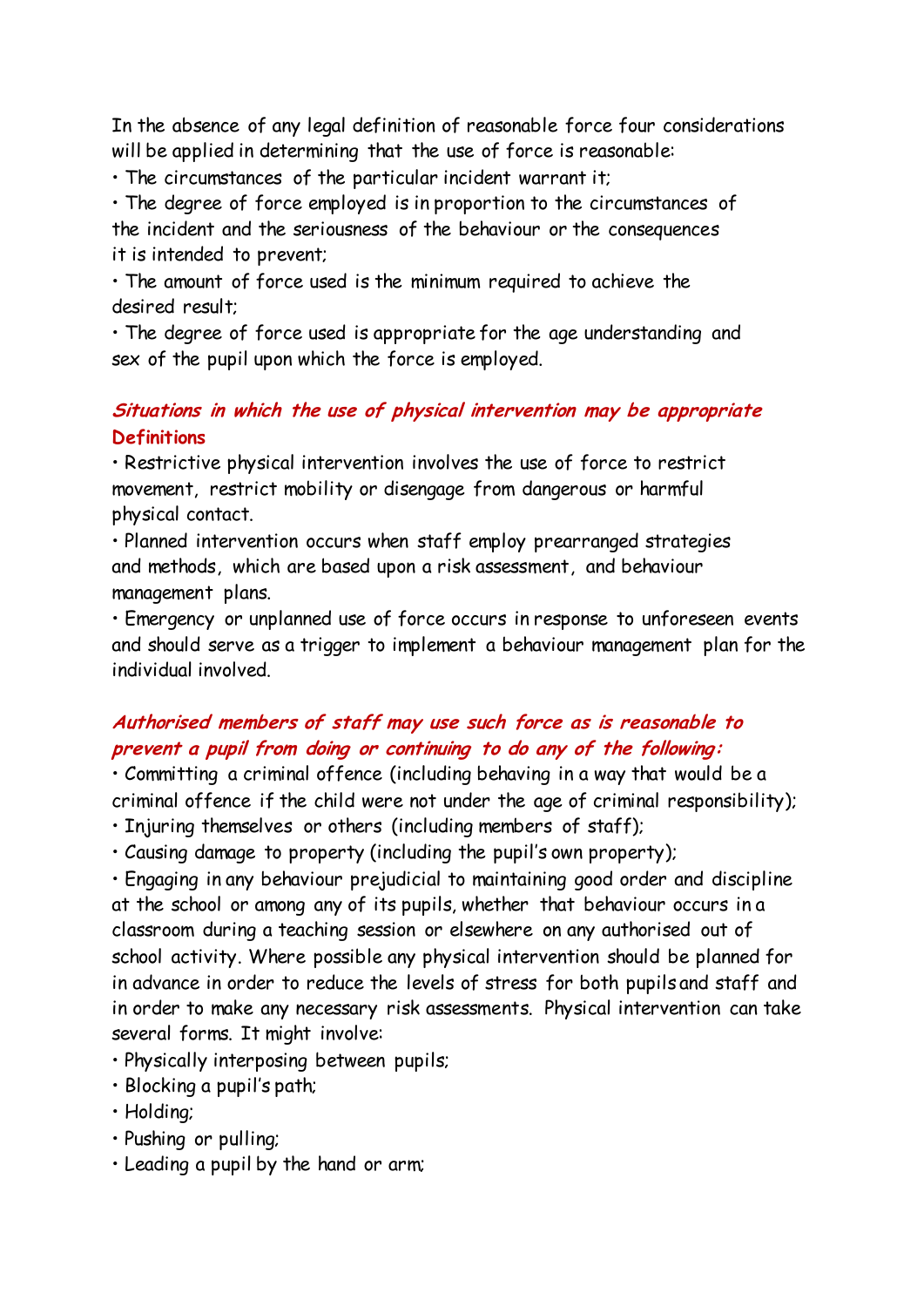In the absence of any legal definition of reasonable force four considerations will be applied in determining that the use of force is reasonable:

- The circumstances of the particular incident warrant it;
- The degree of force employed is in proportion to the circumstances of the incident and the seriousness of the behaviour or the consequences it is intended to prevent;
- The amount of force used is the minimum required to achieve the desired result;
- The degree of force used is appropriate for the age understanding and sex of the pupil upon which the force is employed.

### ***Situations in which the use of physical intervention may be appropriate***

**Definitions**

- Restrictive physical intervention involves the use of force to restrict movement, restrict mobility or disengage from dangerous or harmful physical contact.
- Planned intervention occurs when staff employ prearranged strategies and methods, which are based upon a risk assessment, and behaviour management plans.
- Emergency or unplanned use of force occurs in response to unforeseen events and should serve as a trigger to implement a behaviour management plan for the individual involved.

### ***Authorised members of staff may use such force as is reasonable to prevent a pupil from doing or continuing to do any of the following:***

- Committing a criminal offence (including behaving in a way that would be a criminal offence if the child were not under the age of criminal responsibility);
- Injuring themselves or others (including members of staff);
- Causing damage to property (including the pupil's own property);
- Engaging in any behaviour prejudicial to maintaining good order and discipline at the school or among any of its pupils, whether that behaviour occurs in a classroom during a teaching session or elsewhere on any authorised out of school activity. Where possible any physical intervention should be planned for in advance in order to reduce the levels of stress for both pupils and staff and in order to make any necessary risk assessments. Physical intervention can take several forms. It might involve:
- Physically interposing between pupils;
- Blocking a pupil's path;
- Holding;
- Pushing or pulling;
- Leading a pupil by the hand or arm;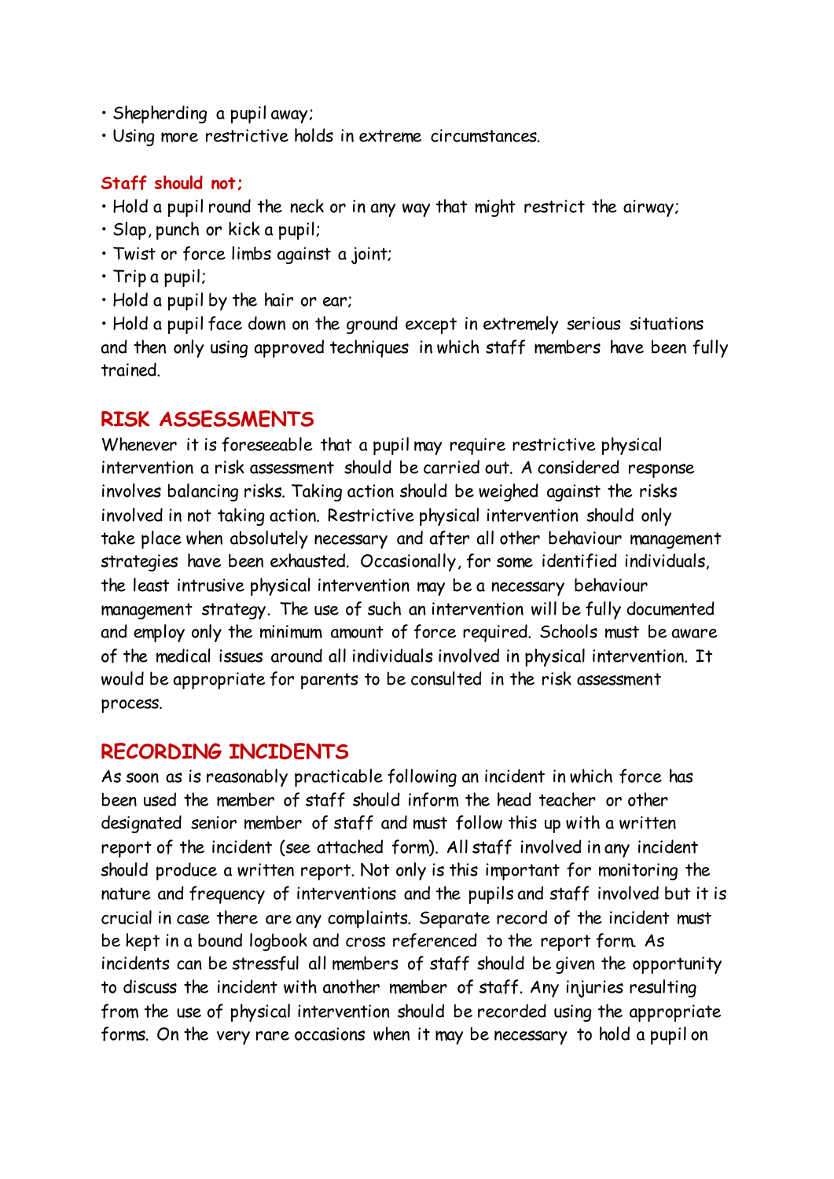- Shepherding a pupil away;
- Using more restrictive holds in extreme circumstances.

**Staff should not;**

- Hold a pupil round the neck or in any way that might restrict the airway;
- Slap, punch or kick a pupil;
- Twist or force limbs against a joint;
- Trip a pupil;
- Hold a pupil by the hair or ear;
- Hold a pupil face down on the ground except in extremely serious situations and then only using approved techniques in which staff members have been fully trained.

## RISK ASSESSMENTS

Whenever it is foreseeable that a pupil may require restrictive physical intervention a risk assessment should be carried out. A considered response involves balancing risks. Taking action should be weighed against the risks involved in not taking action. Restrictive physical intervention should only take place when absolutely necessary and after all other behaviour management strategies have been exhausted. Occasionally, for some identified individuals, the least intrusive physical intervention may be a necessary behaviour management strategy. The use of such an intervention will be fully documented and employ only the minimum amount of force required. Schools must be aware of the medical issues around all individuals involved in physical intervention. It would be appropriate for parents to be consulted in the risk assessment process.

## RECORDING INCIDENTS

As soon as is reasonably practicable following an incident in which force has been used the member of staff should inform the head teacher or other designated senior member of staff and must follow this up with a written report of the incident (see attached form). All staff involved in any incident should produce a written report. Not only is this important for monitoring the nature and frequency of interventions and the pupils and staff involved but it is crucial in case there are any complaints. Separate record of the incident must be kept in a bound logbook and cross referenced to the report form. As incidents can be stressful all members of staff should be given the opportunity to discuss the incident with another member of staff. Any injuries resulting from the use of physical intervention should be recorded using the appropriate forms. On the very rare occasions when it may be necessary to hold a pupil on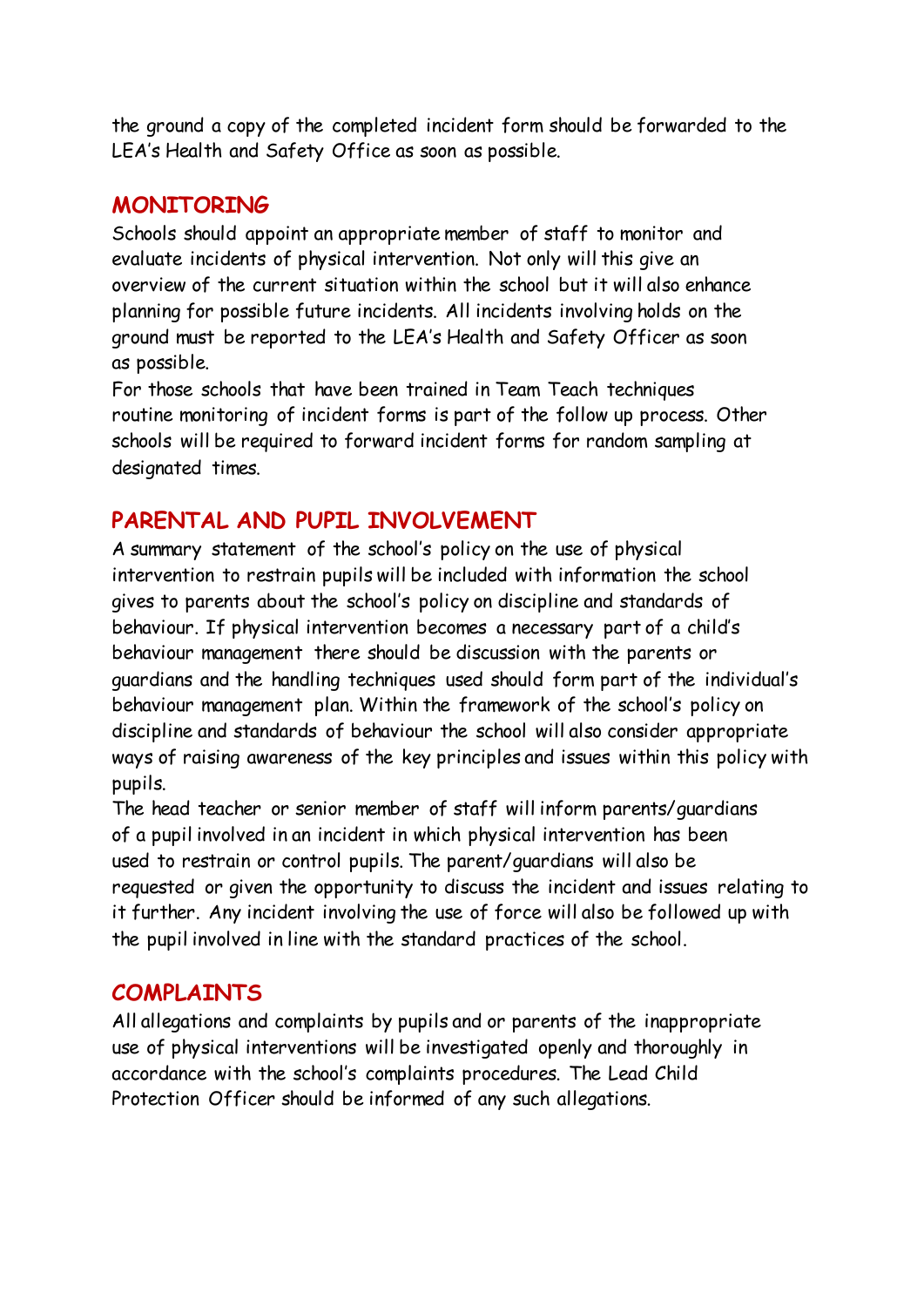the ground a copy of the completed incident form should be forwarded to the LEA's Health and Safety Office as soon as possible.

## MONITORING

Schools should appoint an appropriate member of staff to monitor and evaluate incidents of physical intervention. Not only will this give an overview of the current situation within the school but it will also enhance planning for possible future incidents. All incidents involving holds on the ground must be reported to the LEA's Health and Safety Officer as soon as possible.

For those schools that have been trained in Team Teach techniques routine monitoring of incident forms is part of the follow up process. Other schools will be required to forward incident forms for random sampling at designated times.

## PARENTAL AND PUPIL INVOLVEMENT

A summary statement of the school's policy on the use of physical intervention to restrain pupils will be included with information the school gives to parents about the school's policy on discipline and standards of behaviour. If physical intervention becomes a necessary part of a child's behaviour management there should be discussion with the parents or guardians and the handling techniques used should form part of the individual's behaviour management plan. Within the framework of the school's policy on discipline and standards of behaviour the school will also consider appropriate ways of raising awareness of the key principles and issues within this policy with pupils.

The head teacher or senior member of staff will inform parents/guardians of a pupil involved in an incident in which physical intervention has been used to restrain or control pupils. The parent/guardians will also be requested or given the opportunity to discuss the incident and issues relating to it further. Any incident involving the use of force will also be followed up with the pupil involved in line with the standard practices of the school.

## COMPLAINTS

All allegations and complaints by pupils and or parents of the inappropriate use of physical interventions will be investigated openly and thoroughly in accordance with the school's complaints procedures. The Lead Child Protection Officer should be informed of any such allegations.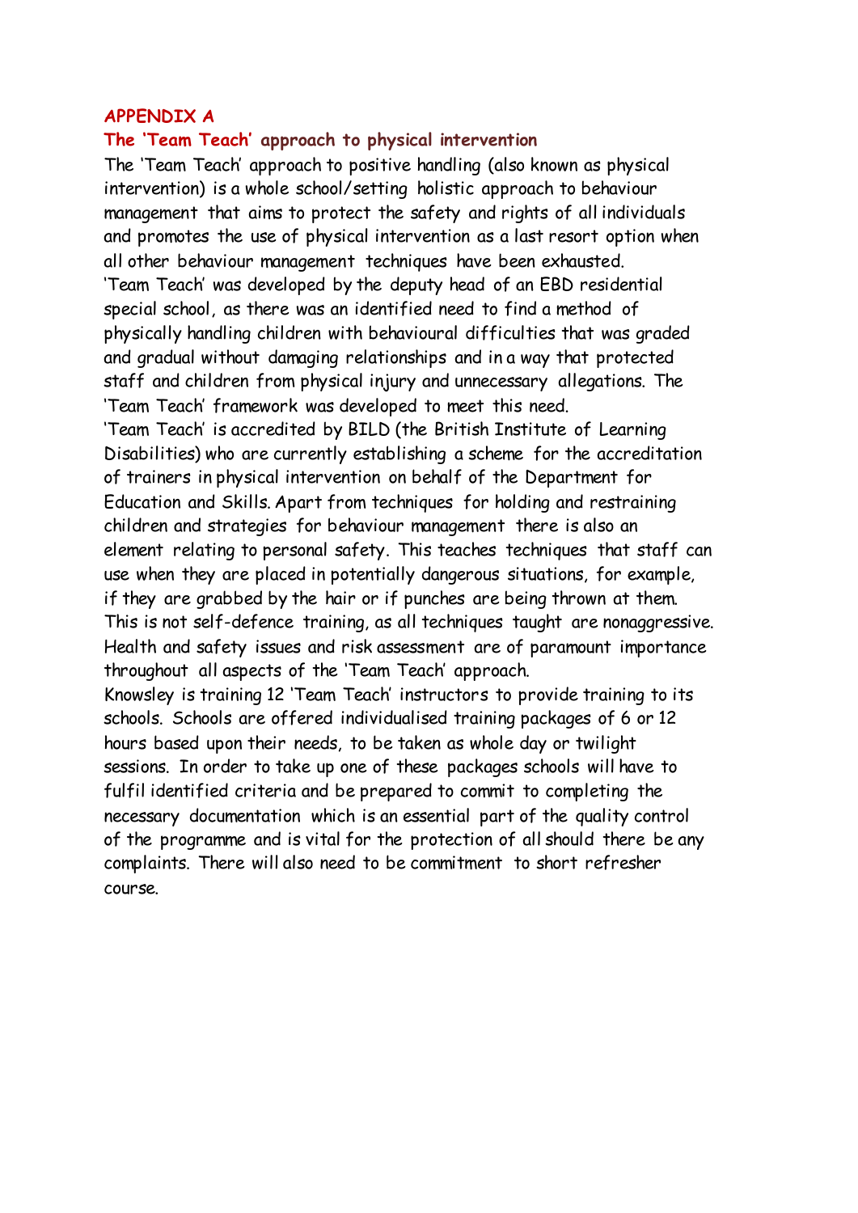## APPENDIX A

### The 'Team Teach' approach to physical intervention

The 'Team Teach' approach to positive handling (also known as physical intervention) is a whole school/setting holistic approach to behaviour management that aims to protect the safety and rights of all individuals and promotes the use of physical intervention as a last resort option when all other behaviour management techniques have been exhausted.

'Team Teach' was developed by the deputy head of an EBD residential special school, as there was an identified need to find a method of physically handling children with behavioural difficulties that was graded and gradual without damaging relationships and in a way that protected staff and children from physical injury and unnecessary allegations. The 'Team Teach' framework was developed to meet this need.

'Team Teach' is accredited by BILD (the British Institute of Learning Disabilities) who are currently establishing a scheme for the accreditation of trainers in physical intervention on behalf of the Department for Education and Skills. Apart from techniques for holding and restraining children and strategies for behaviour management there is also an element relating to personal safety. This teaches techniques that staff can use when they are placed in potentially dangerous situations, for example, if they are grabbed by the hair or if punches are being thrown at them. This is not self-defence training, as all techniques taught are nonaggressive. Health and safety issues and risk assessment are of paramount importance throughout all aspects of the 'Team Teach' approach.

Knowsley is training 12 'Team Teach' instructors to provide training to its schools. Schools are offered individualised training packages of 6 or 12 hours based upon their needs, to be taken as whole day or twilight sessions. In order to take up one of these packages schools will have to fulfil identified criteria and be prepared to commit to completing the necessary documentation which is an essential part of the quality control of the programme and is vital for the protection of all should there be any complaints. There will also need to be commitment to short refresher course.